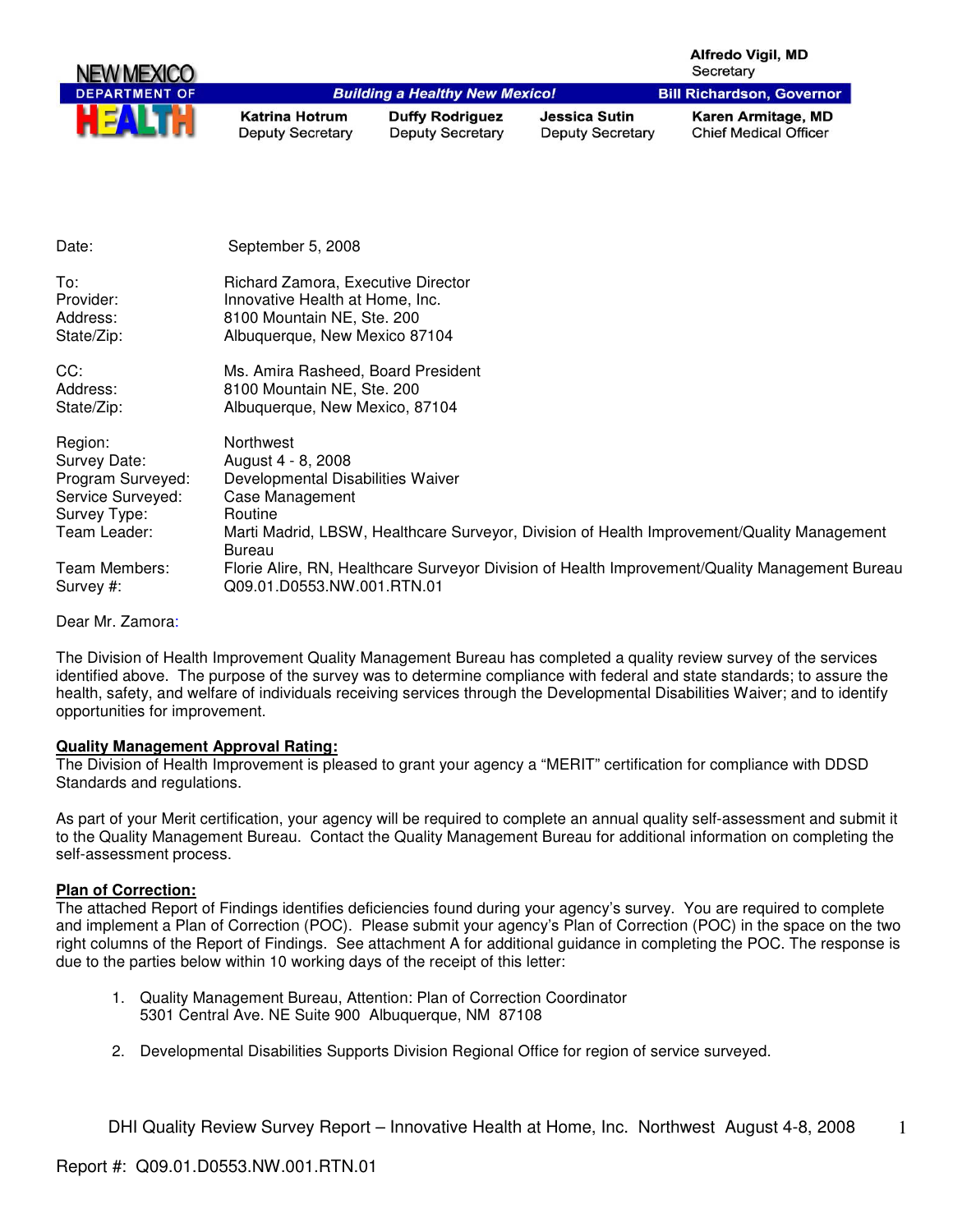NEW MEXICO DEPARTMENT OF HEALTH

**Building a Healthy New Mexico!**

**Alfredo Vigil, MD**
Secretary

**Bill Richardson, Governor**

| **Katrina Hotrum** | **Duffy Rodriguez** | **Jessica Sutin** | **Karen Armitage, MD** |
|---|---|---|---|
| Deputy Secretary | Deputy Secretary | Deputy Secretary | Chief Medical Officer |

| | |
|---|---|
| Date: | September 5, 2008 |
| To: | Richard Zamora, Executive Director |
| Provider: | Innovative Health at Home, Inc. |
| Address: | 8100 Mountain NE, Ste. 200 |
| State/Zip: | Albuquerque, New Mexico 87104 |
| CC: | Ms. Amira Rasheed, Board President |
| Address: | 8100 Mountain NE, Ste. 200 |
| State/Zip: | Albuquerque, New Mexico, 87104 |
| Region: | Northwest |
| Survey Date: | August 4 - 8, 2008 |
| Program Surveyed: | Developmental Disabilities Waiver |
| Service Surveyed: | Case Management |
| Survey Type: | Routine |
| Team Leader: | Marti Madrid, LBSW, Healthcare Surveyor, Division of Health Improvement/Quality Management Bureau |
| Team Members: | Florie Alire, RN, Healthcare Surveyor Division of Health Improvement/Quality Management Bureau |
| Survey #: | Q09.01.D0553.NW.001.RTN.01 |

Dear Mr. Zamora:

The Division of Health Improvement Quality Management Bureau has completed a quality review survey of the services identified above. The purpose of the survey was to determine compliance with federal and state standards; to assure the health, safety, and welfare of individuals receiving services through the Developmental Disabilities Waiver; and to identify opportunities for improvement.

**Quality Management Approval Rating:**

The Division of Health Improvement is pleased to grant your agency a "MERIT" certification for compliance with DDSD Standards and regulations.

As part of your Merit certification, your agency will be required to complete an annual quality self-assessment and submit it to the Quality Management Bureau. Contact the Quality Management Bureau for additional information on completing the self-assessment process.

**Plan of Correction:**

The attached Report of Findings identifies deficiencies found during your agency's survey. You are required to complete and implement a Plan of Correction (POC). Please submit your agency's Plan of Correction (POC) in the space on the two right columns of the Report of Findings. See attachment A for additional guidance in completing the POC. The response is due to the parties below within 10 working days of the receipt of this letter:

1. Quality Management Bureau, Attention: Plan of Correction Coordinator
   5301 Central Ave. NE Suite 900 Albuquerque, NM 87108

2. Developmental Disabilities Supports Division Regional Office for region of service surveyed.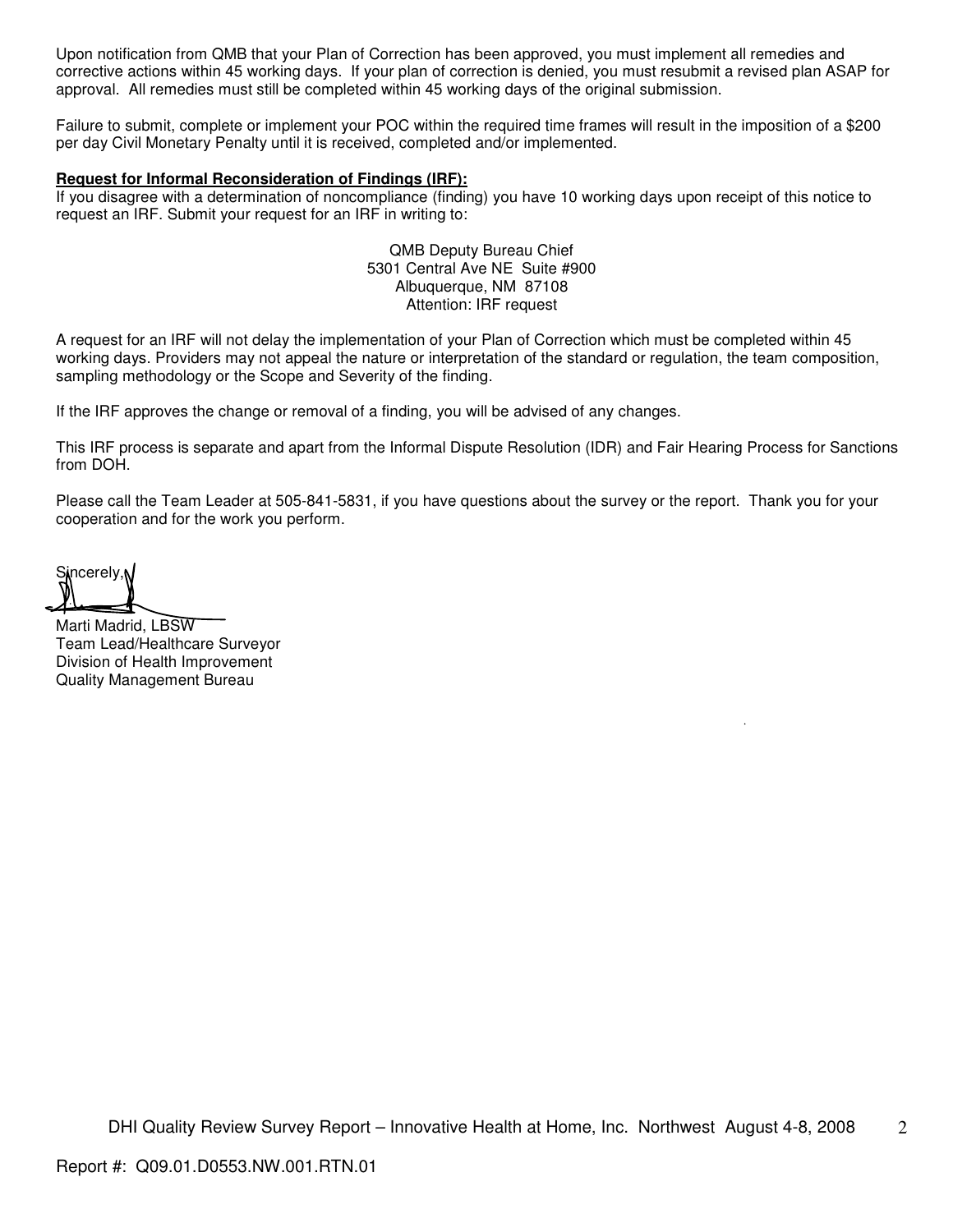Upon notification from QMB that your Plan of Correction has been approved, you must implement all remedies and corrective actions within 45 working days. If your plan of correction is denied, you must resubmit a revised plan ASAP for approval. All remedies must still be completed within 45 working days of the original submission.

Failure to submit, complete or implement your POC within the required time frames will result in the imposition of a $200 per day Civil Monetary Penalty until it is received, completed and/or implemented.

**Request for Informal Reconsideration of Findings (IRF):**

If you disagree with a determination of noncompliance (finding) you have 10 working days upon receipt of this notice to request an IRF. Submit your request for an IRF in writing to:

QMB Deputy Bureau Chief
5301 Central Ave NE Suite #900
Albuquerque, NM 87108
Attention: IRF request

A request for an IRF will not delay the implementation of your Plan of Correction which must be completed within 45 working days. Providers may not appeal the nature or interpretation of the standard or regulation, the team composition, sampling methodology or the Scope and Severity of the finding.

If the IRF approves the change or removal of a finding, you will be advised of any changes.

This IRF process is separate and apart from the Informal Dispute Resolution (IDR) and Fair Hearing Process for Sanctions from DOH.

Please call the Team Leader at 505-841-5831, if you have questions about the survey or the report. Thank you for your cooperation and for the work you perform.

Sincerely,

Marti Madrid, LBSW
Team Lead/Healthcare Surveyor
Division of Health Improvement
Quality Management Bureau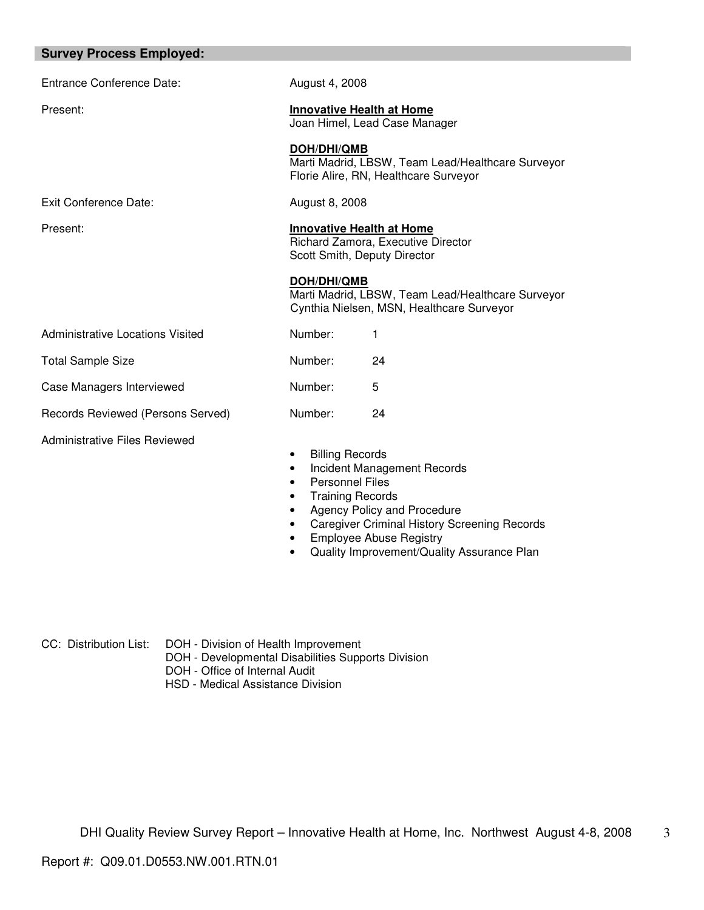## Survey Process Employed:

| | | |
|---|---|---|
| Entrance Conference Date: | August 4, 2008 | |
| Present: | **Innovative Health at Home**<br>Joan Himel, Lead Case Manager<br><br>**DOH/DHI/QMB**<br>Marti Madrid, LBSW, Team Lead/Healthcare Surveyor<br>Florie Alire, RN, Healthcare Surveyor | |
| Exit Conference Date: | August 8, 2008 | |
| Present: | **Innovative Health at Home**<br>Richard Zamora, Executive Director<br>Scott Smith, Deputy Director<br><br>**DOH/DHI/QMB**<br>Marti Madrid, LBSW, Team Lead/Healthcare Surveyor<br>Cynthia Nielsen, MSN, Healthcare Surveyor | |
| Administrative Locations Visited | Number: | 1 |
| Total Sample Size | Number: | 24 |
| Case Managers Interviewed | Number: | 5 |
| Records Reviewed (Persons Served) | Number: | 24 |

Administrative Files Reviewed

- Billing Records
- Incident Management Records
- Personnel Files
- Training Records
- Agency Policy and Procedure
- Caregiver Criminal History Screening Records
- Employee Abuse Registry
- Quality Improvement/Quality Assurance Plan

CC: Distribution List:
- DOH - Division of Health Improvement
- DOH - Developmental Disabilities Supports Division
- DOH - Office of Internal Audit
- HSD - Medical Assistance Division

Report #: Q09.01.D0553.NW.001.RTN.01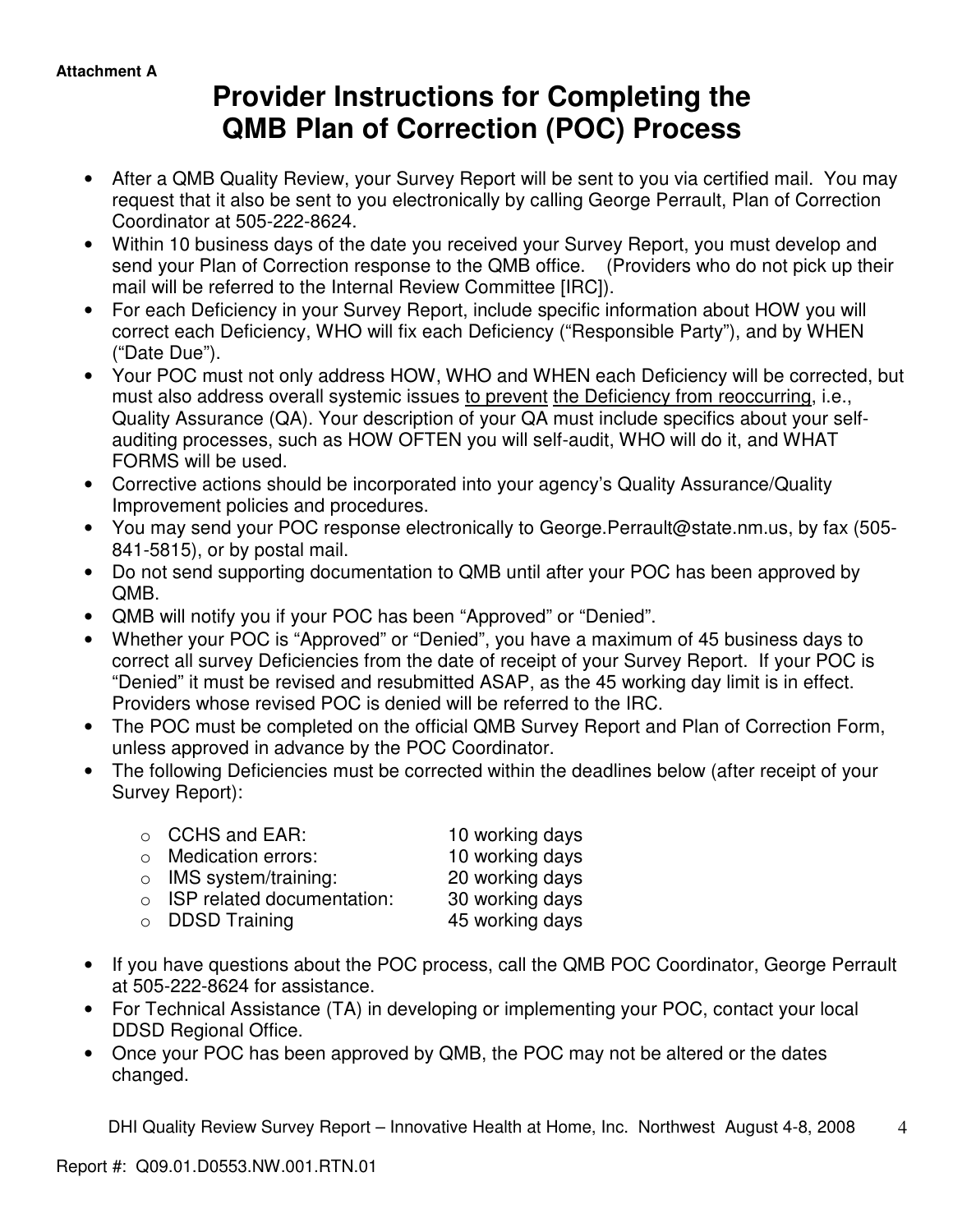**Attachment A**

# Provider Instructions for Completing the QMB Plan of Correction (POC) Process

- After a QMB Quality Review, your Survey Report will be sent to you via certified mail. You may request that it also be sent to you electronically by calling George Perrault, Plan of Correction Coordinator at 505-222-8624.
- Within 10 business days of the date you received your Survey Report, you must develop and send your Plan of Correction response to the QMB office. (Providers who do not pick up their mail will be referred to the Internal Review Committee [IRC]).
- For each Deficiency in your Survey Report, include specific information about HOW you will correct each Deficiency, WHO will fix each Deficiency ("Responsible Party"), and by WHEN ("Date Due").
- Your POC must not only address HOW, WHO and WHEN each Deficiency will be corrected, but must also address overall systemic issues <u>to prevent</u> <u>the Deficiency from reoccurring</u>, i.e., Quality Assurance (QA). Your description of your QA must include specifics about your self-auditing processes, such as HOW OFTEN you will self-audit, WHO will do it, and WHAT FORMS will be used.
- Corrective actions should be incorporated into your agency's Quality Assurance/Quality Improvement policies and procedures.
- You may send your POC response electronically to George.Perrault@state.nm.us, by fax (505-841-5815), or by postal mail.
- Do not send supporting documentation to QMB until after your POC has been approved by QMB.
- QMB will notify you if your POC has been "Approved" or "Denied".
- Whether your POC is "Approved" or "Denied", you have a maximum of 45 business days to correct all survey Deficiencies from the date of receipt of your Survey Report. If your POC is "Denied" it must be revised and resubmitted ASAP, as the 45 working day limit is in effect. Providers whose revised POC is denied will be referred to the IRC.
- The POC must be completed on the official QMB Survey Report and Plan of Correction Form, unless approved in advance by the POC Coordinator.
- The following Deficiencies must be corrected within the deadlines below (after receipt of your Survey Report):
  - CCHS and EAR: 10 working days
  - Medication errors: 10 working days
  - IMS system/training: 20 working days
  - ISP related documentation: 30 working days
  - DDSD Training 45 working days
- If you have questions about the POC process, call the QMB POC Coordinator, George Perrault at 505-222-8624 for assistance.
- For Technical Assistance (TA) in developing or implementing your POC, contact your local DDSD Regional Office.
- Once your POC has been approved by QMB, the POC may not be altered or the dates changed.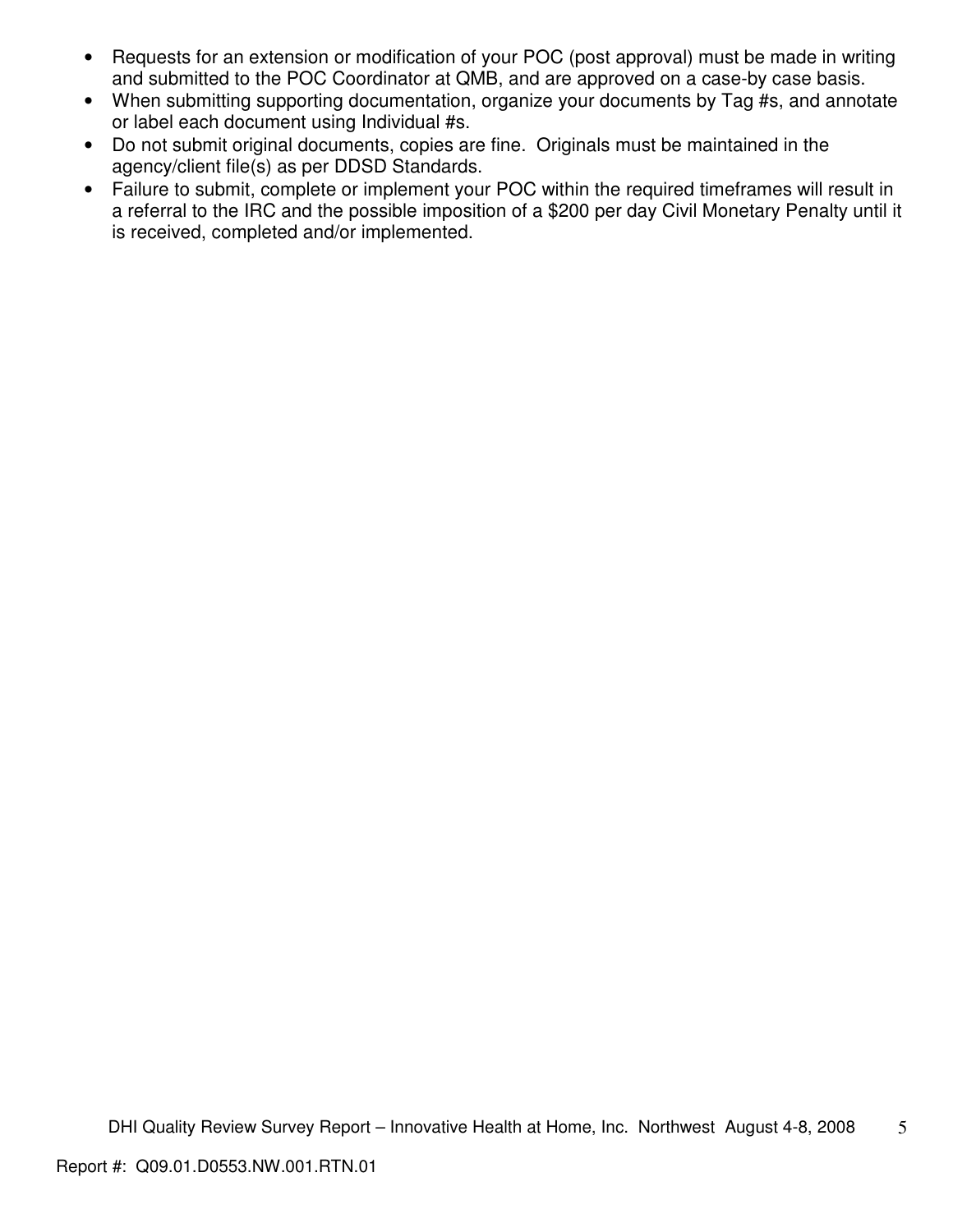- Requests for an extension or modification of your POC (post approval) must be made in writing and submitted to the POC Coordinator at QMB, and are approved on a case-by case basis.
- When submitting supporting documentation, organize your documents by Tag #s, and annotate or label each document using Individual #s.
- Do not submit original documents, copies are fine. Originals must be maintained in the agency/client file(s) as per DDSD Standards.
- Failure to submit, complete or implement your POC within the required timeframes will result in a referral to the IRC and the possible imposition of a $200 per day Civil Monetary Penalty until it is received, completed and/or implemented.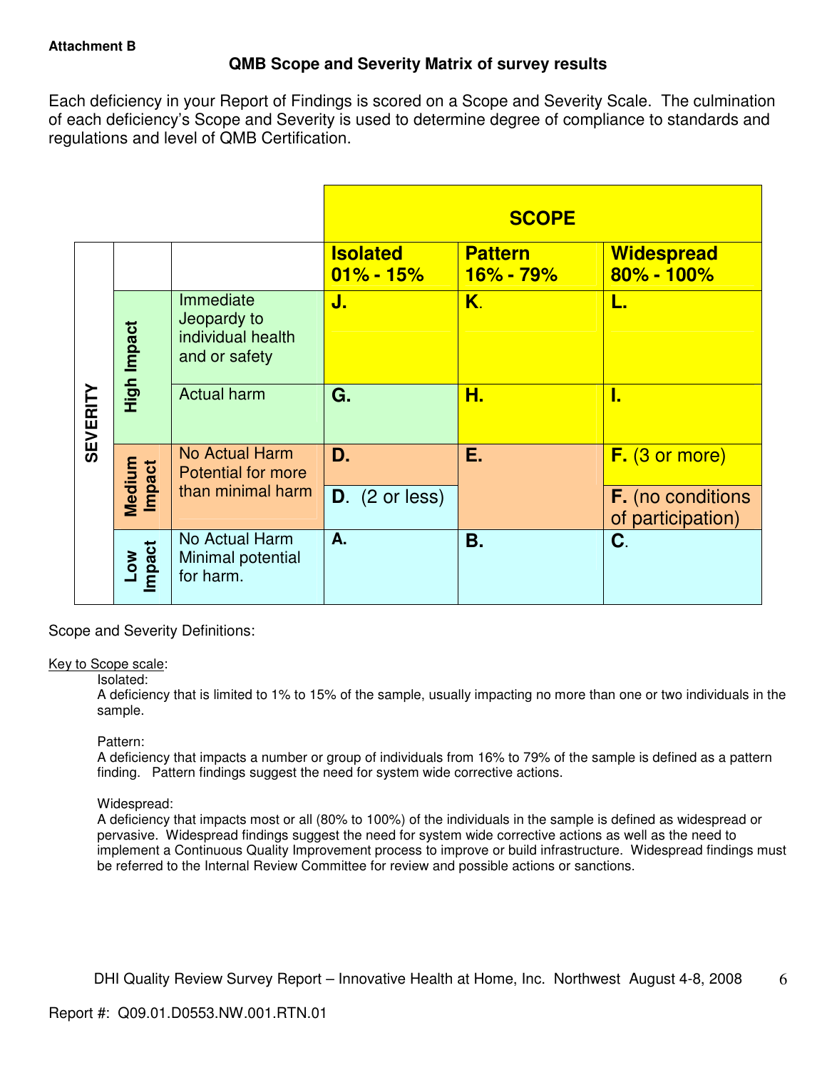**Attachment B**

## QMB Scope and Severity Matrix of survey results

Each deficiency in your Report of Findings is scored on a Scope and Severity Scale. The culmination of each deficiency's Scope and Severity is used to determine degree of compliance to standards and regulations and level of QMB Certification.

| SEVERITY | | | SCOPE | | |
|---|---|---|---|---|---|
| | | | **Isolated 01% - 15%** | **Pattern 16% - 79%** | **Widespread 80% - 100%** |
| | **High Impact** | Immediate Jeopardy to individual health and or safety | **J.** | **K.** | **L.** |
| | **High Impact** | Actual harm | **G.** | **H.** | **I.** |
| | **Medium Impact** | No Actual Harm Potential for more than minimal harm | **D.** | **E.** | **F.** (3 or more) |
| | **Medium Impact** | | **D.** (2 or less) | | **F.** (no conditions of participation) |
| | **Low Impact** | No Actual Harm Minimal potential for harm. | **A.** | **B.** | **C.** |

Scope and Severity Definitions:

<u>Key to Scope scale</u>:

Isolated:
A deficiency that is limited to 1% to 15% of the sample, usually impacting no more than one or two individuals in the sample.

Pattern:
A deficiency that impacts a number or group of individuals from 16% to 79% of the sample is defined as a pattern finding. Pattern findings suggest the need for system wide corrective actions.

Widespread:
A deficiency that impacts most or all (80% to 100%) of the individuals in the sample is defined as widespread or pervasive. Widespread findings suggest the need for system wide corrective actions as well as the need to implement a Continuous Quality Improvement process to improve or build infrastructure. Widespread findings must be referred to the Internal Review Committee for review and possible actions or sanctions.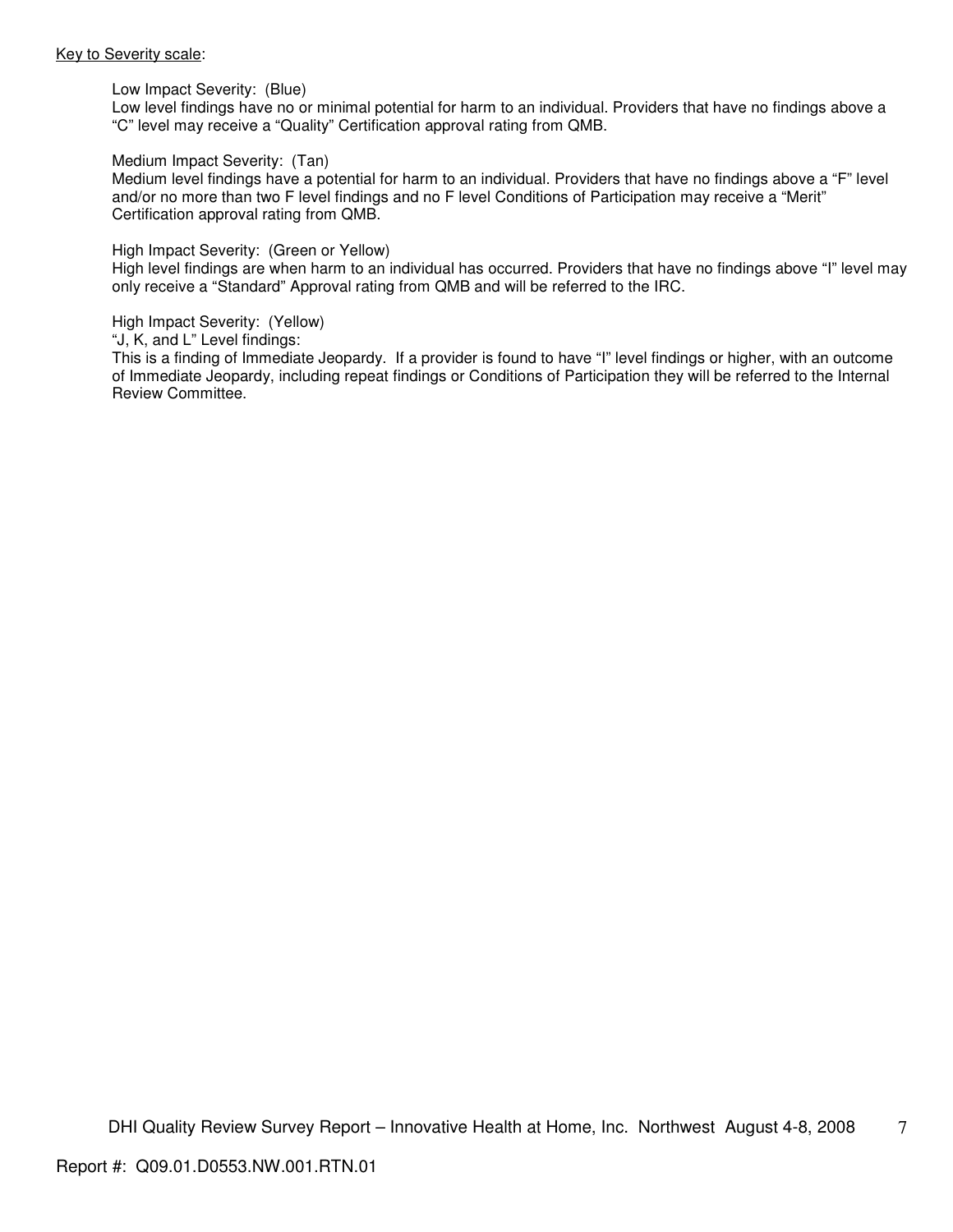<u>Key to Severity scale</u>:

Low Impact Severity: (Blue)
Low level findings have no or minimal potential for harm to an individual. Providers that have no findings above a “C” level may receive a “Quality” Certification approval rating from QMB.

Medium Impact Severity: (Tan)
Medium level findings have a potential for harm to an individual. Providers that have no findings above a “F” level and/or no more than two F level findings and no F level Conditions of Participation may receive a “Merit” Certification approval rating from QMB.

High Impact Severity: (Green or Yellow)
High level findings are when harm to an individual has occurred. Providers that have no findings above “I” level may only receive a “Standard” Approval rating from QMB and will be referred to the IRC.

High Impact Severity: (Yellow)
“J, K, and L” Level findings:
This is a finding of Immediate Jeopardy. If a provider is found to have “I” level findings or higher, with an outcome of Immediate Jeopardy, including repeat findings or Conditions of Participation they will be referred to the Internal Review Committee.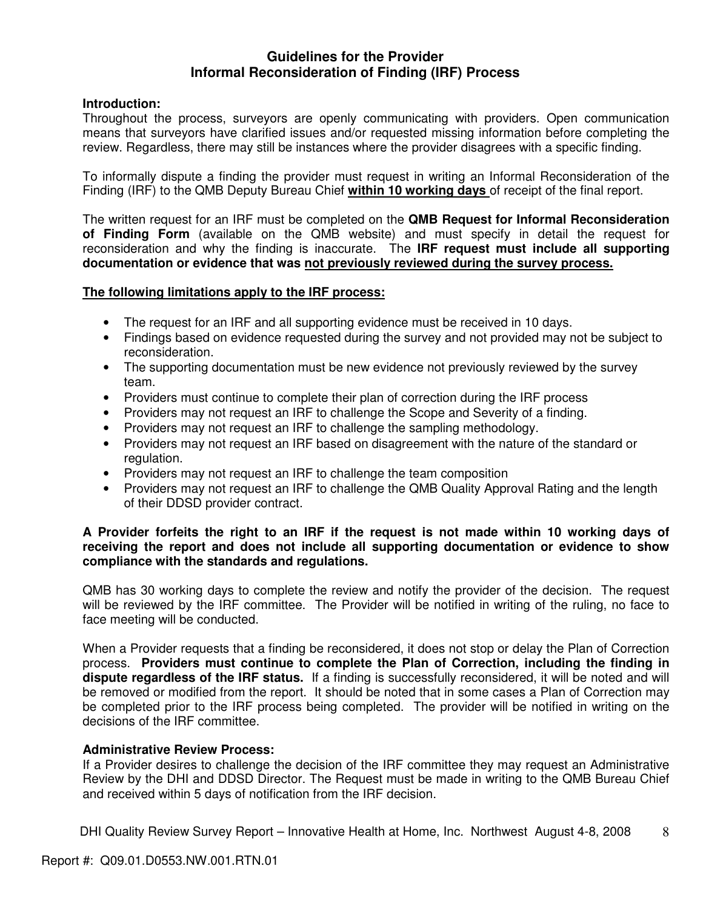## Guidelines for the Provider
## Informal Reconsideration of Finding (IRF) Process

**Introduction:**
Throughout the process, surveyors are openly communicating with providers. Open communication means that surveyors have clarified issues and/or requested missing information before completing the review. Regardless, there may still be instances where the provider disagrees with a specific finding.

To informally dispute a finding the provider must request in writing an Informal Reconsideration of the Finding (IRF) to the QMB Deputy Bureau Chief **within 10 working days** of receipt of the final report.

The written request for an IRF must be completed on the **QMB Request for Informal Reconsideration of Finding Form** (available on the QMB website) and must specify in detail the request for reconsideration and why the finding is inaccurate. The **IRF request must include all supporting documentation or evidence that was not previously reviewed during the survey process.**

**The following limitations apply to the IRF process:**

- The request for an IRF and all supporting evidence must be received in 10 days.
- Findings based on evidence requested during the survey and not provided may not be subject to reconsideration.
- The supporting documentation must be new evidence not previously reviewed by the survey team.
- Providers must continue to complete their plan of correction during the IRF process
- Providers may not request an IRF to challenge the Scope and Severity of a finding.
- Providers may not request an IRF to challenge the sampling methodology.
- Providers may not request an IRF based on disagreement with the nature of the standard or regulation.
- Providers may not request an IRF to challenge the team composition
- Providers may not request an IRF to challenge the QMB Quality Approval Rating and the length of their DDSD provider contract.

**A Provider forfeits the right to an IRF if the request is not made within 10 working days of receiving the report and does not include all supporting documentation or evidence to show compliance with the standards and regulations.**

QMB has 30 working days to complete the review and notify the provider of the decision. The request will be reviewed by the IRF committee. The Provider will be notified in writing of the ruling, no face to face meeting will be conducted.

When a Provider requests that a finding be reconsidered, it does not stop or delay the Plan of Correction process. **Providers must continue to complete the Plan of Correction, including the finding in dispute regardless of the IRF status.** If a finding is successfully reconsidered, it will be noted and will be removed or modified from the report. It should be noted that in some cases a Plan of Correction may be completed prior to the IRF process being completed. The provider will be notified in writing on the decisions of the IRF committee.

**Administrative Review Process:**
If a Provider desires to challenge the decision of the IRF committee they may request an Administrative Review by the DHI and DDSD Director. The Request must be made in writing to the QMB Bureau Chief and received within 5 days of notification from the IRF decision.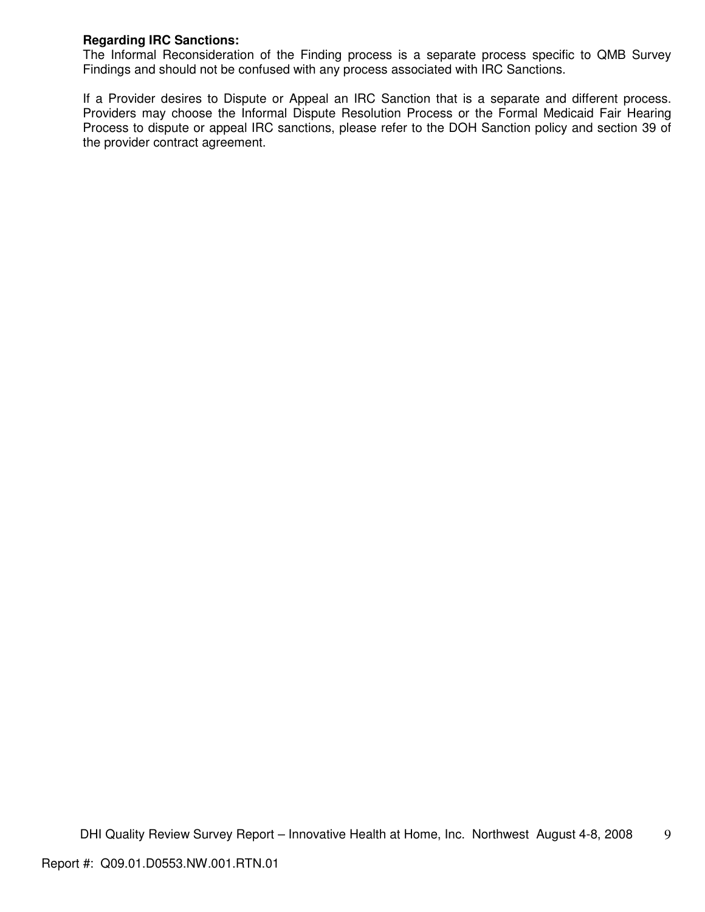**Regarding IRC Sanctions:**
The Informal Reconsideration of the Finding process is a separate process specific to QMB Survey Findings and should not be confused with any process associated with IRC Sanctions.

If a Provider desires to Dispute or Appeal an IRC Sanction that is a separate and different process. Providers may choose the Informal Dispute Resolution Process or the Formal Medicaid Fair Hearing Process to dispute or appeal IRC sanctions, please refer to the DOH Sanction policy and section 39 of the provider contract agreement.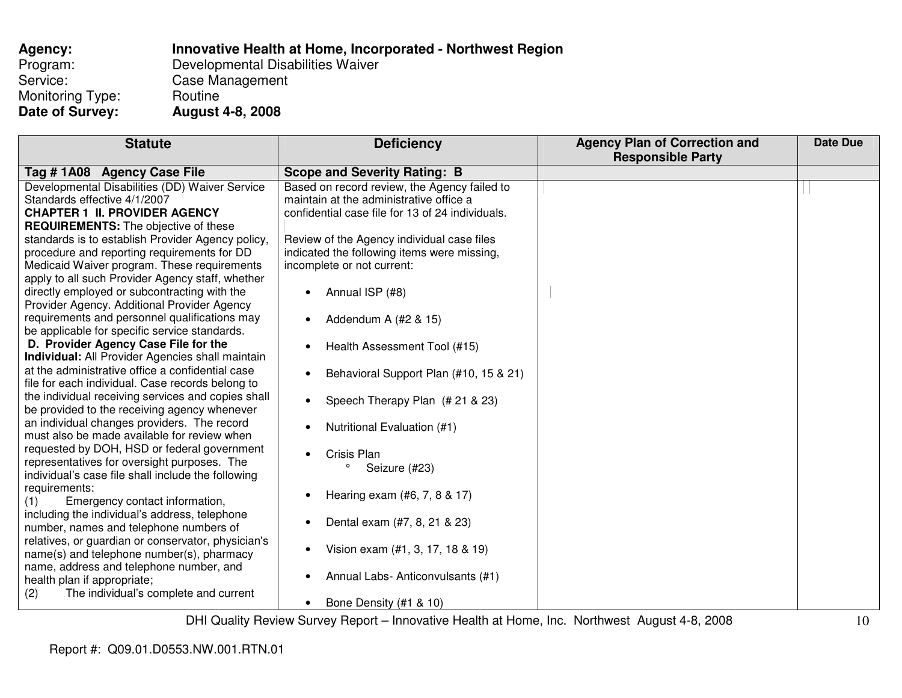**Agency:** **Innovative Health at Home, Incorporated - Northwest Region**
Program: Developmental Disabilities Waiver
Service: Case Management
Monitoring Type: Routine
**Date of Survey:** **August 4-8, 2008**

| Statute | Deficiency | Agency Plan of Correction and Responsible Party | Date Due |
|---|---|---|---|
| **Tag # 1A08 Agency Case File** | **Scope and Severity Rating: B** | | |
| Developmental Disabilities (DD) Waiver Service Standards effective 4/1/2007<br>**CHAPTER 1 II. PROVIDER AGENCY REQUIREMENTS:** The objective of these standards is to establish Provider Agency policy, procedure and reporting requirements for DD Medicaid Waiver program. These requirements apply to all such Provider Agency staff, whether directly employed or subcontracting with the Provider Agency. Additional Provider Agency requirements and personnel qualifications may be applicable for specific service standards.<br>**D. Provider Agency Case File for the Individual:** All Provider Agencies shall maintain at the administrative office a confidential case file for each individual. Case records belong to the individual receiving services and copies shall be provided to the receiving agency whenever an individual changes providers. The record must also be made available for review when requested by DOH, HSD or federal government representatives for oversight purposes. The individual's case file shall include the following requirements:<br>(1) Emergency contact information, including the individual's address, telephone number, names and telephone numbers of relatives, or guardian or conservator, physician's name(s) and telephone number(s), pharmacy name, address and telephone number, and health plan if appropriate;<br>(2) The individual's complete and current | Based on record review, the Agency failed to maintain at the administrative office a confidential case file for 13 of 24 individuals.<br><br>Review of the Agency individual case files indicated the following items were missing, incomplete or not current:<br><br>• Annual ISP (#8)<br>• Addendum A (#2 & 15)<br>• Health Assessment Tool (#15)<br>• Behavioral Support Plan (#10, 15 & 21)<br>• Speech Therapy Plan (# 21 & 23)<br>• Nutritional Evaluation (#1)<br>• Crisis Plan<br>&nbsp;&nbsp;&nbsp;&nbsp;° Seizure (#23)<br>• Hearing exam (#6, 7, 8 & 17)<br>• Dental exam (#7, 8, 21 & 23)<br>• Vision exam (#1, 3, 17, 18 & 19)<br>• Annual Labs- Anticonvulsants (#1)<br>• Bone Density (#1 & 10) | | |

Report #: Q09.01.D0553.NW.001.RTN.01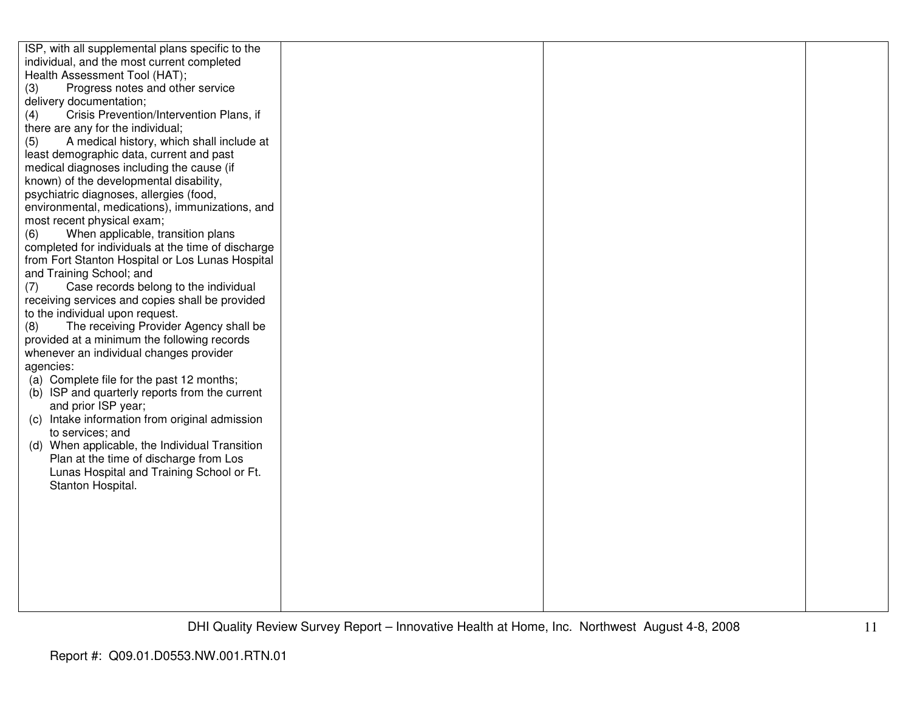| | | | |
|---|---|---|---|
| ISP, with all supplemental plans specific to the individual, and the most current completed Health Assessment Tool (HAT);<br>(3) Progress notes and other service delivery documentation;<br>(4) Crisis Prevention/Intervention Plans, if there are any for the individual;<br>(5) A medical history, which shall include at least demographic data, current and past medical diagnoses including the cause (if known) of the developmental disability, psychiatric diagnoses, allergies (food, environmental, medications), immunizations, and most recent physical exam;<br>(6) When applicable, transition plans completed for individuals at the time of discharge from Fort Stanton Hospital or Los Lunas Hospital and Training School; and<br>(7) Case records belong to the individual receiving services and copies shall be provided to the individual upon request.<br>(8) The receiving Provider Agency shall be provided at a minimum the following records whenever an individual changes provider agencies:<br>(a) Complete file for the past 12 months;<br>(b) ISP and quarterly reports from the current and prior ISP year;<br>(c) Intake information from original admission to services; and<br>(d) When applicable, the Individual Transition Plan at the time of discharge from Los Lunas Hospital and Training School or Ft. Stanton Hospital. | | | |

Report #: Q09.01.D0553.NW.001.RTN.01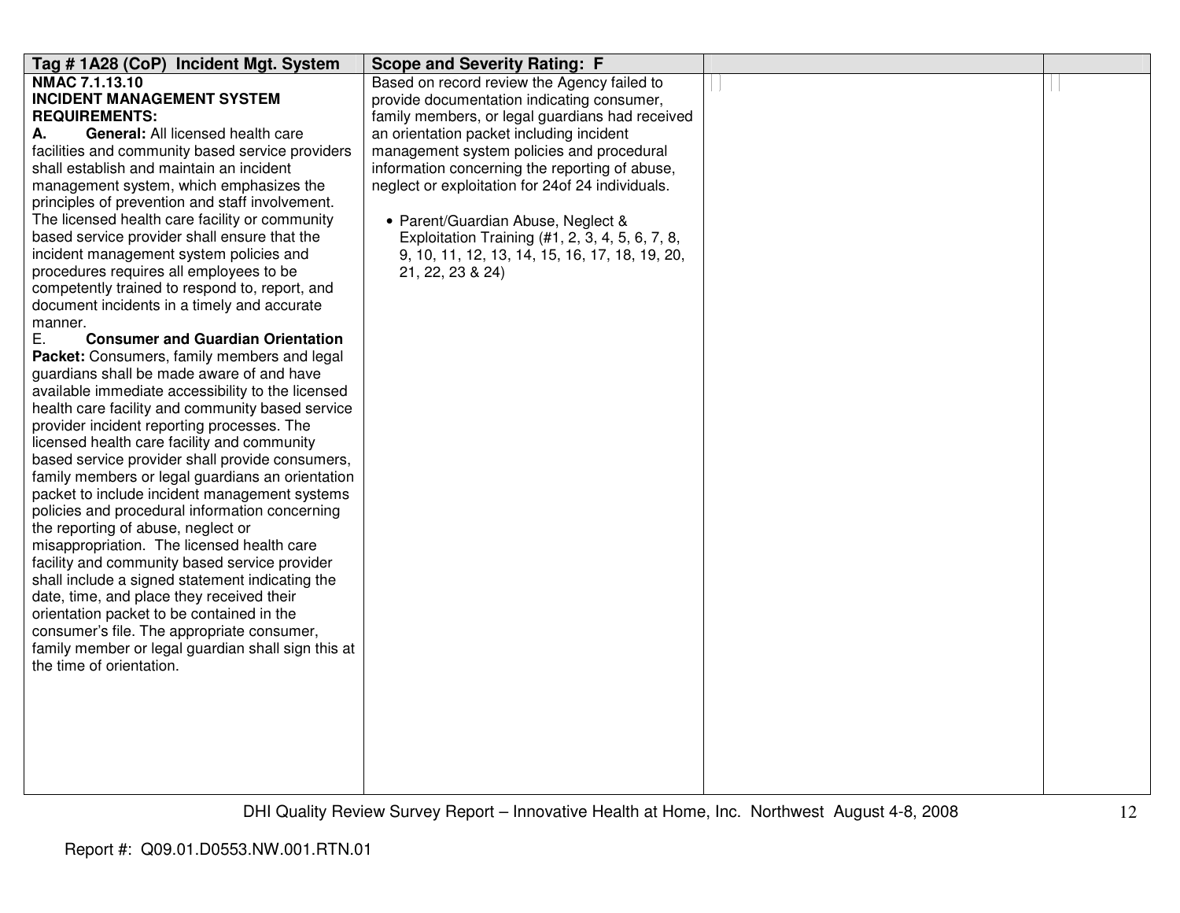| Tag # 1A28 (CoP) Incident Mgt. System | Scope and Severity Rating: F | | |
|---|---|---|---|
| **NMAC 7.1.13.10**<br>**INCIDENT MANAGEMENT SYSTEM REQUIREMENTS:**<br>**A. General:** All licensed health care facilities and community based service providers shall establish and maintain an incident management system, which emphasizes the principles of prevention and staff involvement. The licensed health care facility or community based service provider shall ensure that the incident management system policies and procedures requires all employees to be competently trained to respond to, report, and document incidents in a timely and accurate manner.<br>E. **Consumer and Guardian Orientation Packet:** Consumers, family members and legal guardians shall be made aware of and have available immediate accessibility to the licensed health care facility and community based service provider incident reporting processes. The licensed health care facility and community based service provider shall provide consumers, family members or legal guardians an orientation packet to include incident management systems policies and procedural information concerning the reporting of abuse, neglect or misappropriation. The licensed health care facility and community based service provider shall include a signed statement indicating the date, time, and place they received their orientation packet to be contained in the consumer's file. The appropriate consumer, family member or legal guardian shall sign this at the time of orientation. | Based on record review the Agency failed to provide documentation indicating consumer, family members, or legal guardians had received an orientation packet including incident management system policies and procedural information concerning the reporting of abuse, neglect or exploitation for 24of 24 individuals.<br><br>• Parent/Guardian Abuse, Neglect & Exploitation Training (#1, 2, 3, 4, 5, 6, 7, 8, 9, 10, 11, 12, 13, 14, 15, 16, 17, 18, 19, 20, 21, 22, 23 & 24) | | |

DHI Quality Review Survey Report – Innovative Health at Home, Inc. Northwest August 4-8, 2008

Report #: Q09.01.D0553.NW.001.RTN.01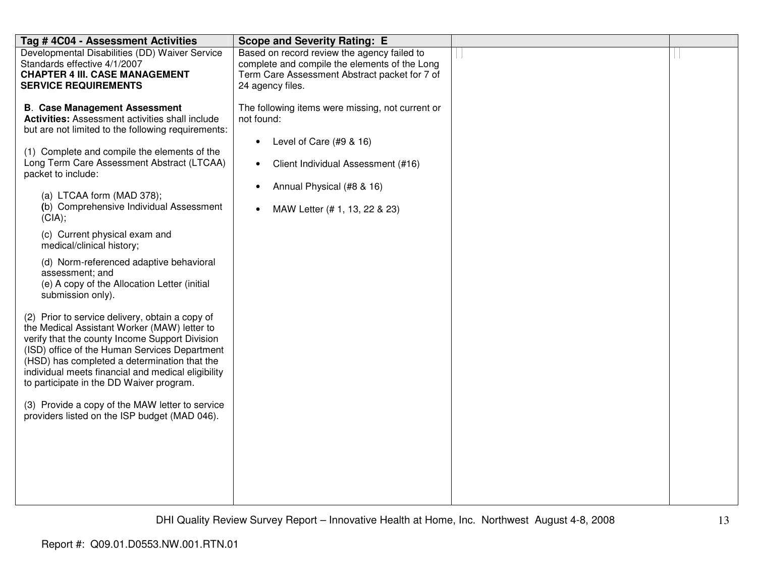| Tag # 4C04 - Assessment Activities | Scope and Severity Rating: E | | |
|---|---|---|---|
| Developmental Disabilities (DD) Waiver Service Standards effective 4/1/2007<br>**CHAPTER 4 III. CASE MANAGEMENT SERVICE REQUIREMENTS**<br><br>**B. Case Management Assessment Activities:** Assessment activities shall include but are not limited to the following requirements:<br><br>(1) Complete and compile the elements of the Long Term Care Assessment Abstract (LTCAA) packet to include:<br><br>(a) LTCAA form (MAD 378);<br>(b) Comprehensive Individual Assessment (CIA);<br>(c) Current physical exam and medical/clinical history;<br>(d) Norm-referenced adaptive behavioral assessment; and<br>(e) A copy of the Allocation Letter (initial submission only).<br><br>(2) Prior to service delivery, obtain a copy of the Medical Assistant Worker (MAW) letter to verify that the county Income Support Division (ISD) office of the Human Services Department (HSD) has completed a determination that the individual meets financial and medical eligibility to participate in the DD Waiver program.<br><br>(3) Provide a copy of the MAW letter to service providers listed on the ISP budget (MAD 046). | Based on record review the agency failed to complete and compile the elements of the Long Term Care Assessment Abstract packet for 7 of 24 agency files.<br><br>The following items were missing, not current or not found:<br><br>• Level of Care (#9 & 16)<br>• Client Individual Assessment (#16)<br>• Annual Physical (#8 & 16)<br>• MAW Letter (# 1, 13, 22 & 23) | | |

Report #: Q09.01.D0553.NW.001.RTN.01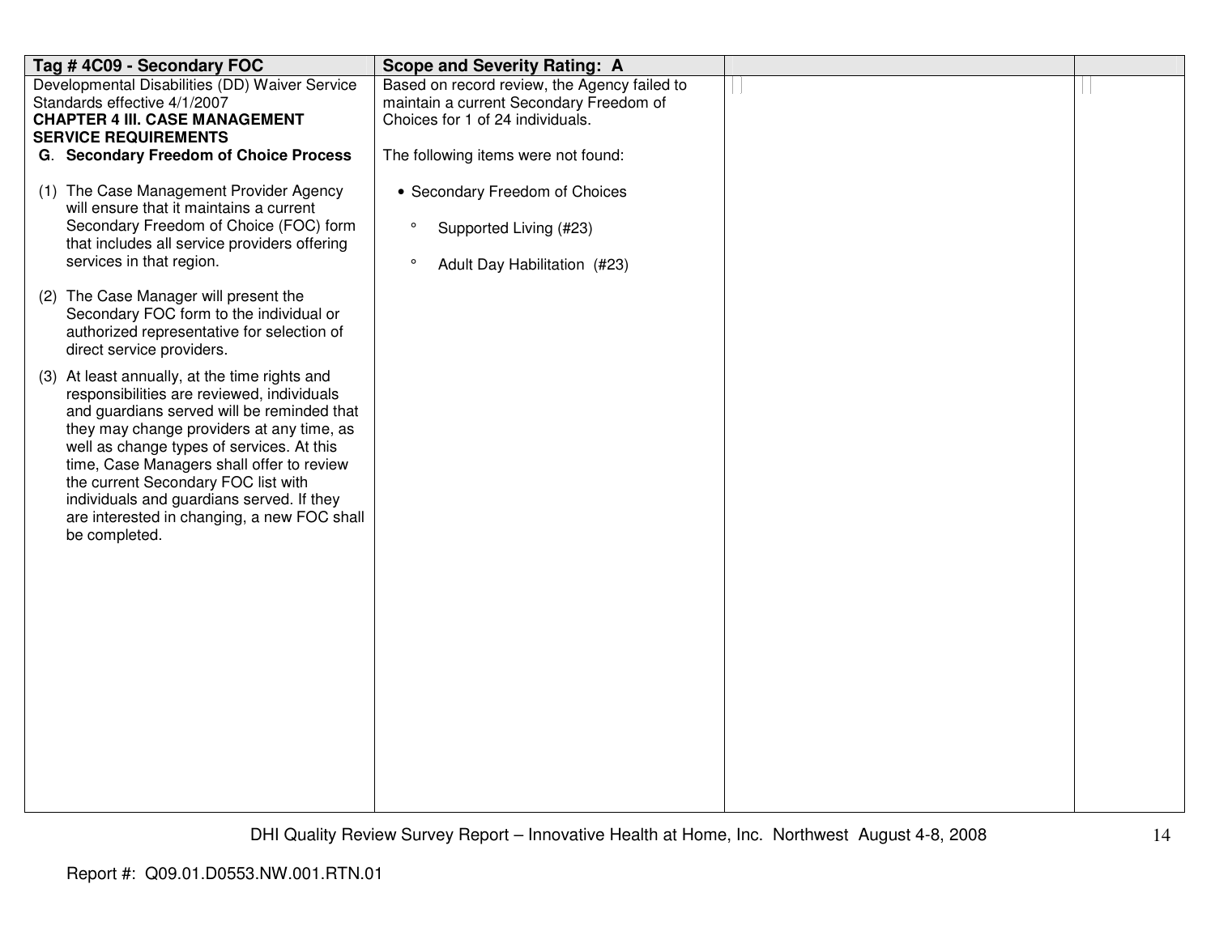| Tag # 4C09 - Secondary FOC | Scope and Severity Rating: A | | |
|---|---|---|---|
| Developmental Disabilities (DD) Waiver Service Standards effective 4/1/2007<br>**CHAPTER 4 III. CASE MANAGEMENT SERVICE REQUIREMENTS**<br>**G. Secondary Freedom of Choice Process**<br><br>(1) The Case Management Provider Agency will ensure that it maintains a current Secondary Freedom of Choice (FOC) form that includes all service providers offering services in that region.<br><br>(2) The Case Manager will present the Secondary FOC form to the individual or authorized representative for selection of direct service providers.<br><br>(3) At least annually, at the time rights and responsibilities are reviewed, individuals and guardians served will be reminded that they may change providers at any time, as well as change types of services. At this time, Case Managers shall offer to review the current Secondary FOC list with individuals and guardians served. If they are interested in changing, a new FOC shall be completed. | Based on record review, the Agency failed to maintain a current Secondary Freedom of Choices for 1 of 24 individuals.<br><br>The following items were not found:<br><br>• Secondary Freedom of Choices<br>° Supported Living (#23)<br>° Adult Day Habilitation (#23) | | |

Report #: Q09.01.D0553.NW.001.RTN.01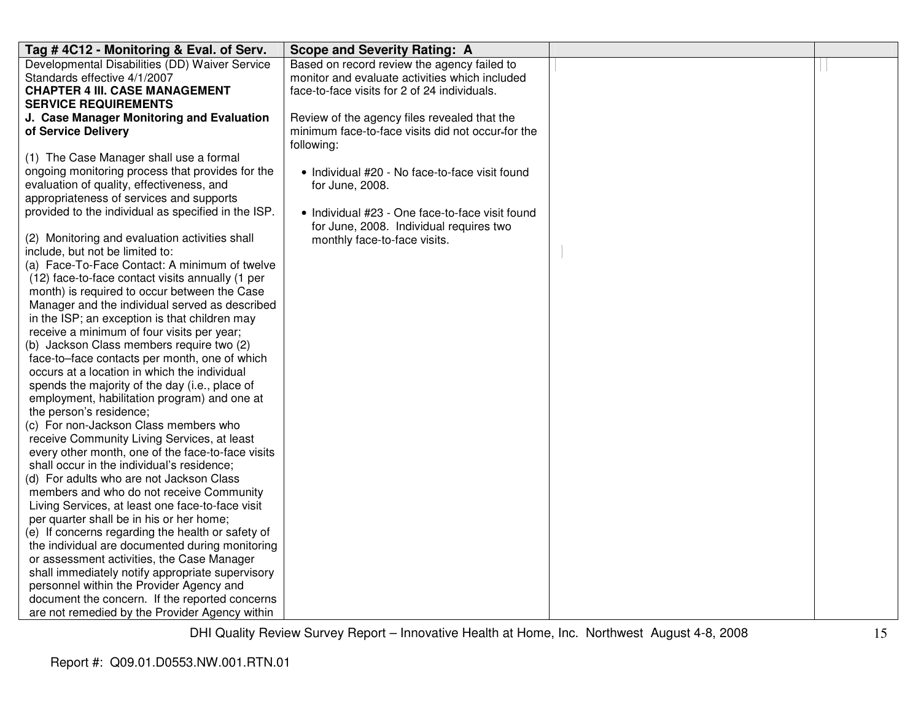| Tag # 4C12 - Monitoring & Eval. of Serv. | Scope and Severity Rating: A | | |
|---|---|---|---|
| Developmental Disabilities (DD) Waiver Service Standards effective 4/1/2007<br>**CHAPTER 4 III. CASE MANAGEMENT SERVICE REQUIREMENTS**<br>**J. Case Manager Monitoring and Evaluation of Service Delivery**<br><br>(1) The Case Manager shall use a formal ongoing monitoring process that provides for the evaluation of quality, effectiveness, and appropriateness of services and supports provided to the individual as specified in the ISP.<br><br>(2) Monitoring and evaluation activities shall include, but not be limited to:<br>(a) Face-To-Face Contact: A minimum of twelve (12) face-to-face contact visits annually (1 per month) is required to occur between the Case Manager and the individual served as described in the ISP; an exception is that children may receive a minimum of four visits per year;<br>(b) Jackson Class members require two (2) face-to–face contacts per month, one of which occurs at a location in which the individual spends the majority of the day (i.e., place of employment, habilitation program) and one at the person's residence;<br>(c) For non-Jackson Class members who receive Community Living Services, at least every other month, one of the face-to-face visits shall occur in the individual's residence;<br>(d) For adults who are not Jackson Class members and who do not receive Community Living Services, at least one face-to-face visit per quarter shall be in his or her home;<br>(e) If concerns regarding the health or safety of the individual are documented during monitoring or assessment activities, the Case Manager shall immediately notify appropriate supervisory personnel within the Provider Agency and document the concern. If the reported concerns are not remedied by the Provider Agency within | Based on record review the agency failed to monitor and evaluate activities which included face-to-face visits for 2 of 24 individuals.<br><br>Review of the agency files revealed that the minimum face-to-face visits did not occur for the following:<br><br>• Individual #20 - No face-to-face visit found for June, 2008.<br><br>• Individual #23 - One face-to-face visit found for June, 2008. Individual requires two monthly face-to-face visits. | | |

Report #: Q09.01.D0553.NW.001.RTN.01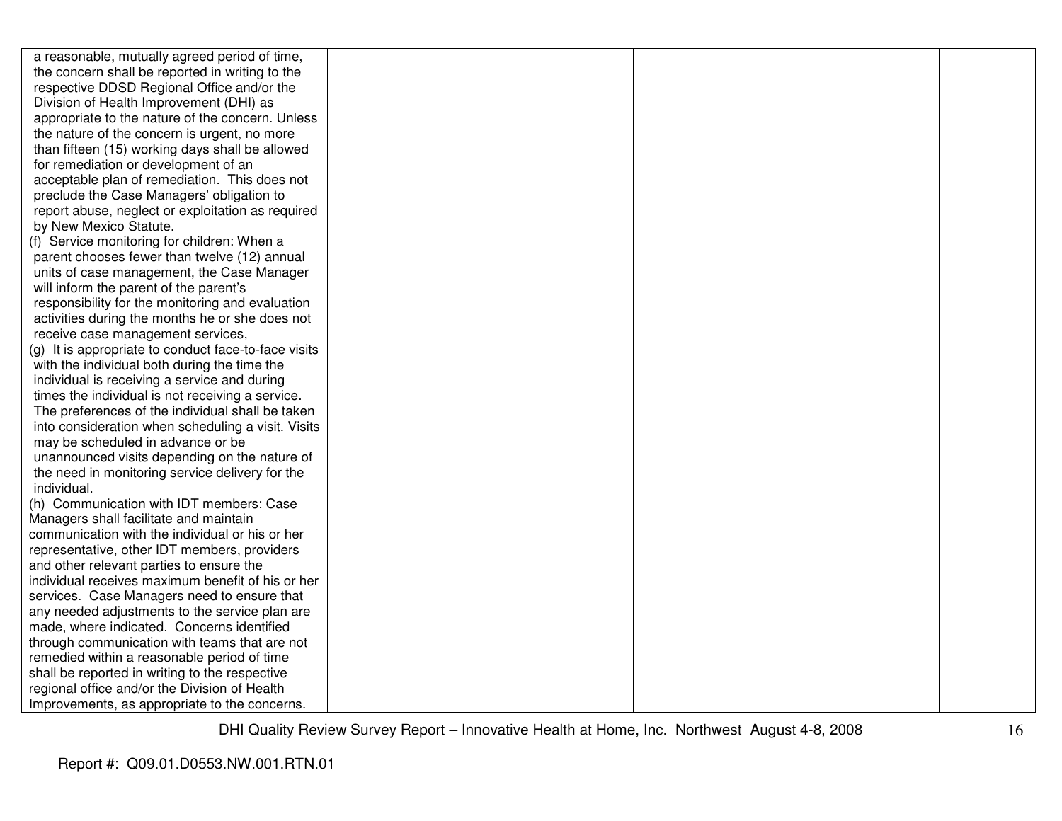| | | | |
|---|---|---|---|
| a reasonable, mutually agreed period of time, the concern shall be reported in writing to the respective DDSD Regional Office and/or the Division of Health Improvement (DHI) as appropriate to the nature of the concern. Unless the nature of the concern is urgent, no more than fifteen (15) working days shall be allowed for remediation or development of an acceptable plan of remediation. This does not preclude the Case Managers' obligation to report abuse, neglect or exploitation as required by New Mexico Statute.<br>(f) Service monitoring for children: When a parent chooses fewer than twelve (12) annual units of case management, the Case Manager will inform the parent of the parent's responsibility for the monitoring and evaluation activities during the months he or she does not receive case management services,<br>(g) It is appropriate to conduct face-to-face visits with the individual both during the time the individual is receiving a service and during times the individual is not receiving a service. The preferences of the individual shall be taken into consideration when scheduling a visit. Visits may be scheduled in advance or be unannounced visits depending on the nature of the need in monitoring service delivery for the individual.<br>(h) Communication with IDT members: Case Managers shall facilitate and maintain communication with the individual or his or her representative, other IDT members, providers and other relevant parties to ensure the individual receives maximum benefit of his or her services. Case Managers need to ensure that any needed adjustments to the service plan are made, where indicated. Concerns identified through communication with teams that are not remedied within a reasonable period of time shall be reported in writing to the respective regional office and/or the Division of Health Improvements, as appropriate to the concerns. | | | |

DHI Quality Review Survey Report – Innovative Health at Home, Inc. Northwest August 4-8, 2008

Report #: Q09.01.D0553.NW.001.RTN.01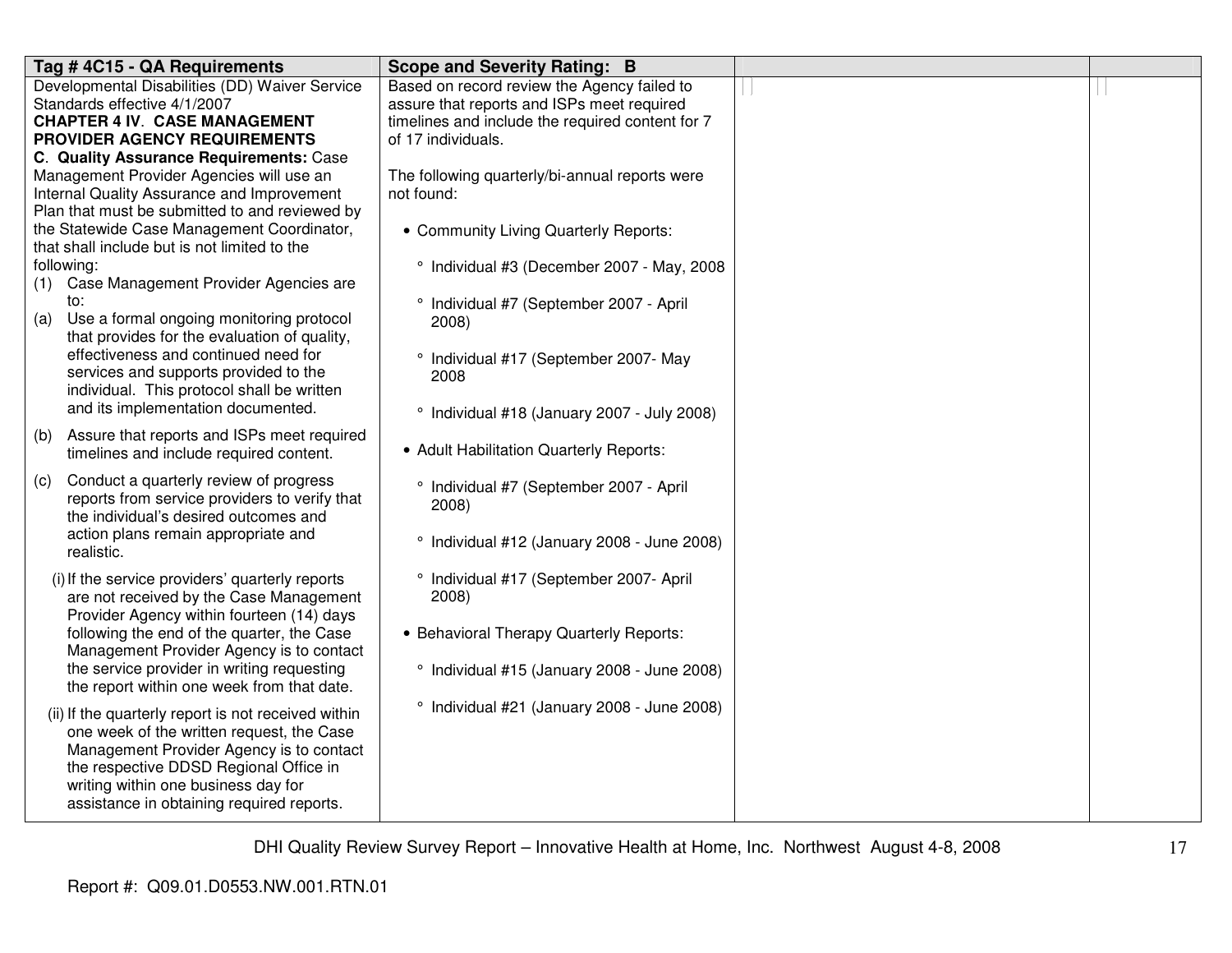| Tag # 4C15 - QA Requirements | Scope and Severity Rating: B | | |
|---|---|---|---|
| Developmental Disabilities (DD) Waiver Service Standards effective 4/1/2007<br>**CHAPTER 4 IV. CASE MANAGEMENT PROVIDER AGENCY REQUIREMENTS**<br>**C. Quality Assurance Requirements:** Case Management Provider Agencies will use an Internal Quality Assurance and Improvement Plan that must be submitted to and reviewed by the Statewide Case Management Coordinator, that shall include but is not limited to the following:<br>(1) Case Management Provider Agencies are to:<br>(a) Use a formal ongoing monitoring protocol that provides for the evaluation of quality, effectiveness and continued need for services and supports provided to the individual. This protocol shall be written and its implementation documented.<br>(b) Assure that reports and ISPs meet required timelines and include required content.<br>(c) Conduct a quarterly review of progress reports from service providers to verify that the individual's desired outcomes and action plans remain appropriate and realistic.<br>(i) If the service providers' quarterly reports are not received by the Case Management Provider Agency within fourteen (14) days following the end of the quarter, the Case Management Provider Agency is to contact the service provider in writing requesting the report within one week from that date.<br>(ii) If the quarterly report is not received within one week of the written request, the Case Management Provider Agency is to contact the respective DDSD Regional Office in writing within one business day for assistance in obtaining required reports. | Based on record review the Agency failed to assure that reports and ISPs meet required timelines and include the required content for 7 of 17 individuals.<br><br>The following quarterly/bi-annual reports were not found:<br><br>• Community Living Quarterly Reports:<br>° Individual #3 (December 2007 - May, 2008<br>° Individual #7 (September 2007 - April 2008)<br>° Individual #17 (September 2007- May 2008<br>° Individual #18 (January 2007 - July 2008)<br><br>• Adult Habilitation Quarterly Reports:<br>° Individual #7 (September 2007 - April 2008)<br>° Individual #12 (January 2008 - June 2008)<br>° Individual #17 (September 2007- April 2008)<br><br>• Behavioral Therapy Quarterly Reports:<br>° Individual #15 (January 2008 - June 2008)<br>° Individual #21 (January 2008 - June 2008) | | |

DHI Quality Review Survey Report – Innovative Health at Home, Inc. Northwest August 4-8, 2008

Report #: Q09.01.D0553.NW.001.RTN.01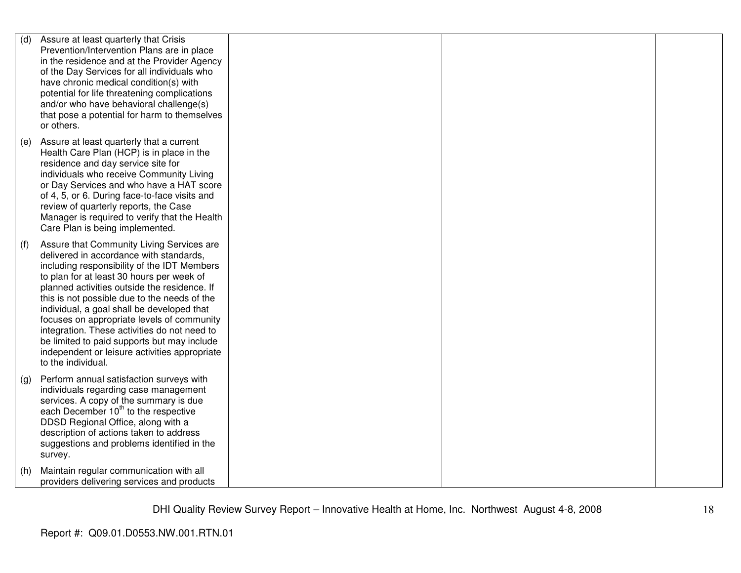| | | | |
|---|---|---|---|
| (d) Assure at least quarterly that Crisis Prevention/Intervention Plans are in place in the residence and at the Provider Agency of the Day Services for all individuals who have chronic medical condition(s) with potential for life threatening complications and/or who have behavioral challenge(s) that pose a potential for harm to themselves or others.<br><br>(e) Assure at least quarterly that a current Health Care Plan (HCP) is in place in the residence and day service site for individuals who receive Community Living or Day Services and who have a HAT score of 4, 5, or 6. During face-to-face visits and review of quarterly reports, the Case Manager is required to verify that the Health Care Plan is being implemented.<br><br>(f) Assure that Community Living Services are delivered in accordance with standards, including responsibility of the IDT Members to plan for at least 30 hours per week of planned activities outside the residence. If this is not possible due to the needs of the individual, a goal shall be developed that focuses on appropriate levels of community integration. These activities do not need to be limited to paid supports but may include independent or leisure activities appropriate to the individual.<br><br>(g) Perform annual satisfaction surveys with individuals regarding case management services. A copy of the summary is due each December 10th to the respective DDSD Regional Office, along with a description of actions taken to address suggestions and problems identified in the survey.<br><br>(h) Maintain regular communication with all providers delivering services and products | | | |

DHI Quality Review Survey Report – Innovative Health at Home, Inc. Northwest August 4-8, 2008

Report #: Q09.01.D0553.NW.001.RTN.01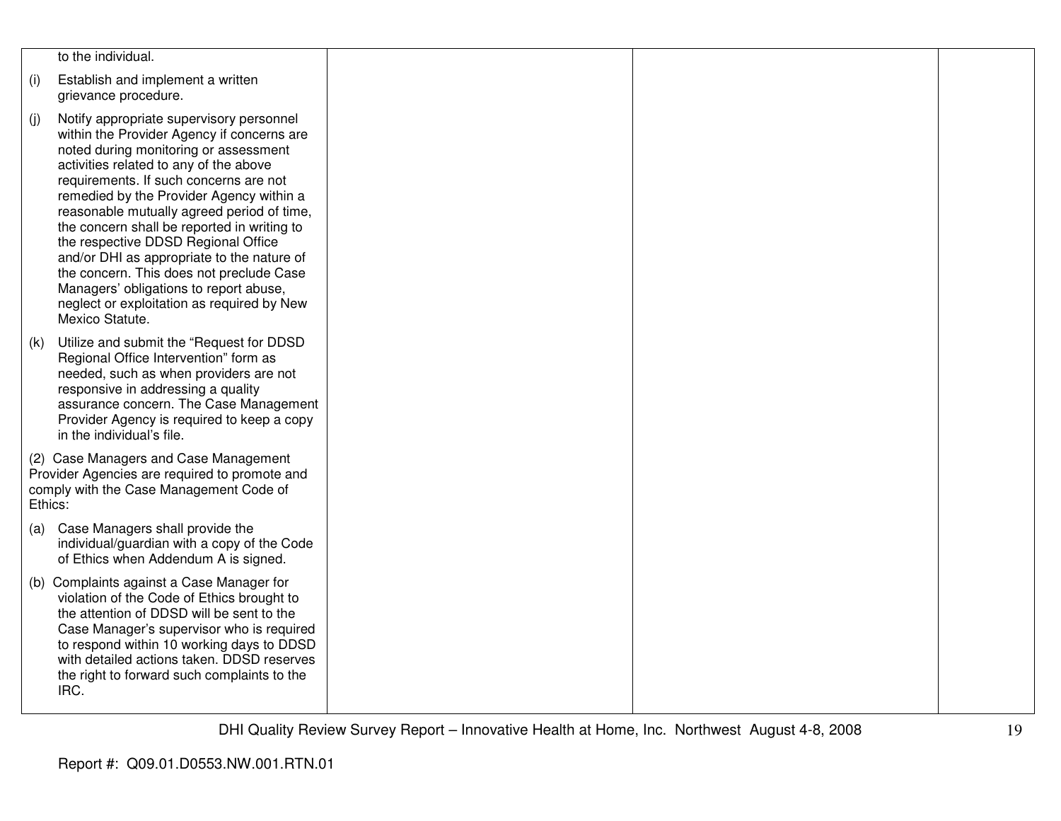| | | | |
|---|---|---|---|
| to the individual.<br><br>(i) Establish and implement a written grievance procedure.<br><br>(j) Notify appropriate supervisory personnel within the Provider Agency if concerns are noted during monitoring or assessment activities related to any of the above requirements. If such concerns are not remedied by the Provider Agency within a reasonable mutually agreed period of time, the concern shall be reported in writing to the respective DDSD Regional Office and/or DHI as appropriate to the nature of the concern. This does not preclude Case Managers' obligations to report abuse, neglect or exploitation as required by New Mexico Statute.<br><br>(k) Utilize and submit the "Request for DDSD Regional Office Intervention" form as needed, such as when providers are not responsive in addressing a quality assurance concern. The Case Management Provider Agency is required to keep a copy in the individual's file.<br><br>(2) Case Managers and Case Management Provider Agencies are required to promote and comply with the Case Management Code of Ethics:<br><br>(a) Case Managers shall provide the individual/guardian with a copy of the Code of Ethics when Addendum A is signed.<br><br>(b) Complaints against a Case Manager for violation of the Code of Ethics brought to the attention of DDSD will be sent to the Case Manager's supervisor who is required to respond within 10 working days to DDSD with detailed actions taken. DDSD reserves the right to forward such complaints to the IRC. | | | |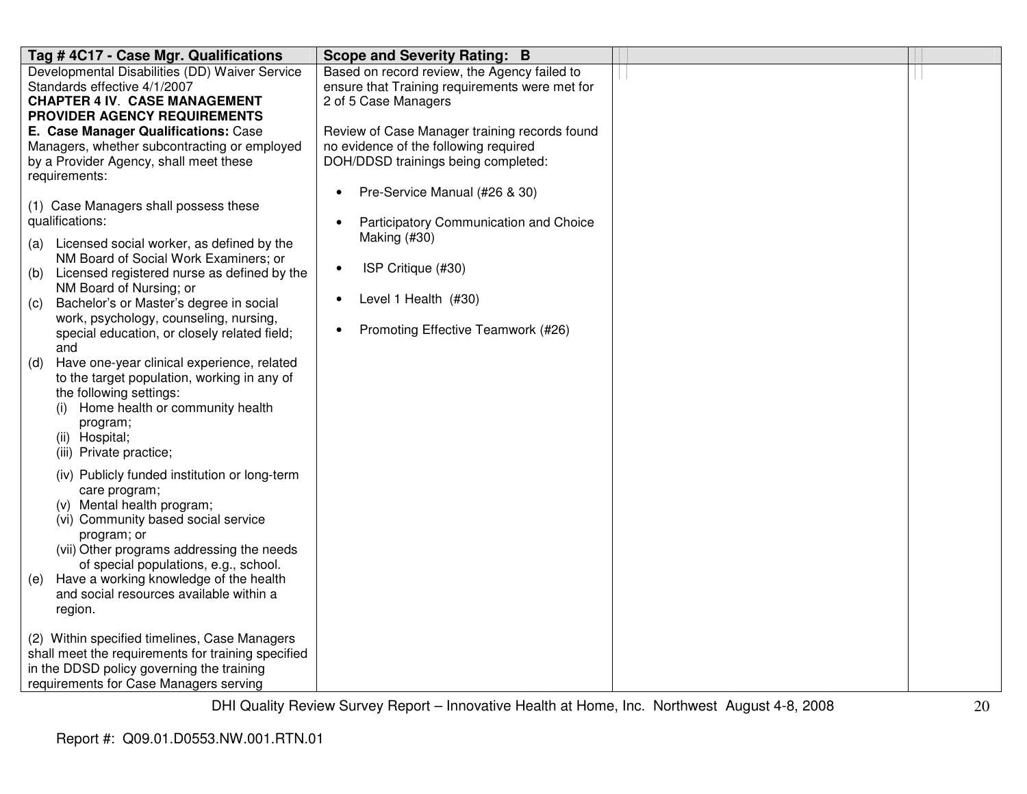| Tag # 4C17 - Case Mgr. Qualifications | Scope and Severity Rating: B | | |
|---|---|---|---|
| Developmental Disabilities (DD) Waiver Service Standards effective 4/1/2007<br>**CHAPTER 4 IV. CASE MANAGEMENT PROVIDER AGENCY REQUIREMENTS**<br>**E. Case Manager Qualifications:** Case Managers, whether subcontracting or employed by a Provider Agency, shall meet these requirements:<br><br>(1) Case Managers shall possess these qualifications:<br>(a) Licensed social worker, as defined by the NM Board of Social Work Examiners; or<br>(b) Licensed registered nurse as defined by the NM Board of Nursing; or<br>(c) Bachelor's or Master's degree in social work, psychology, counseling, nursing, special education, or closely related field; and<br>(d) Have one-year clinical experience, related to the target population, working in any of the following settings:<br>(i) Home health or community health program;<br>(ii) Hospital;<br>(iii) Private practice;<br>(iv) Publicly funded institution or long-term care program;<br>(v) Mental health program;<br>(vi) Community based social service program; or<br>(vii) Other programs addressing the needs of special populations, e.g., school.<br>(e) Have a working knowledge of the health and social resources available within a region.<br><br>(2) Within specified timelines, Case Managers shall meet the requirements for training specified in the DDSD policy governing the training requirements for Case Managers serving | Based on record review, the Agency failed to ensure that Training requirements were met for 2 of 5 Case Managers<br><br>Review of Case Manager training records found no evidence of the following required DOH/DDSD trainings being completed:<br><br>• Pre-Service Manual (#26 & 30)<br><br>• Participatory Communication and Choice Making (#30)<br><br>• ISP Critique (#30)<br><br>• Level 1 Health (#30)<br><br>• Promoting Effective Teamwork (#26) | | |

DHI Quality Review Survey Report – Innovative Health at Home, Inc. Northwest August 4-8, 2008

Report #: Q09.01.D0553.NW.001.RTN.01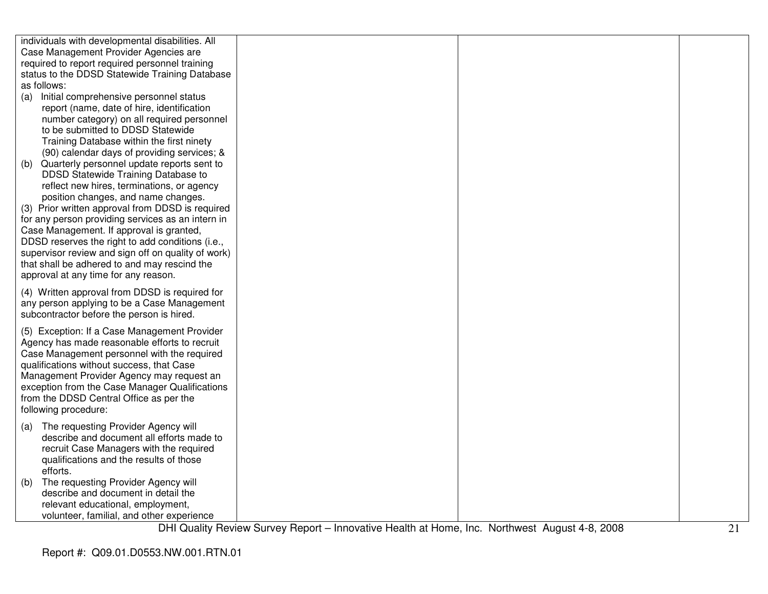| | | | |
|---|---|---|---|
| individuals with developmental disabilities. All Case Management Provider Agencies are required to report required personnel training status to the DDSD Statewide Training Database as follows:<br>(a) Initial comprehensive personnel status report (name, date of hire, identification number category) on all required personnel to be submitted to DDSD Statewide Training Database within the first ninety (90) calendar days of providing services; &<br>(b) Quarterly personnel update reports sent to DDSD Statewide Training Database to reflect new hires, terminations, or agency position changes, and name changes.<br>(3) Prior written approval from DDSD is required for any person providing services as an intern in Case Management. If approval is granted, DDSD reserves the right to add conditions (i.e., supervisor review and sign off on quality of work) that shall be adhered to and may rescind the approval at any time for any reason.<br><br>(4) Written approval from DDSD is required for any person applying to be a Case Management subcontractor before the person is hired.<br><br>(5) Exception: If a Case Management Provider Agency has made reasonable efforts to recruit Case Management personnel with the required qualifications without success, that Case Management Provider Agency may request an exception from the Case Manager Qualifications from the DDSD Central Office as per the following procedure:<br><br>(a) The requesting Provider Agency will describe and document all efforts made to recruit Case Managers with the required qualifications and the results of those efforts.<br>(b) The requesting Provider Agency will describe and document in detail the relevant educational, employment, volunteer, familial, and other experience | | | |

DHI Quality Review Survey Report – Innovative Health at Home, Inc. Northwest August 4-8, 2008

Report #: Q09.01.D0553.NW.001.RTN.01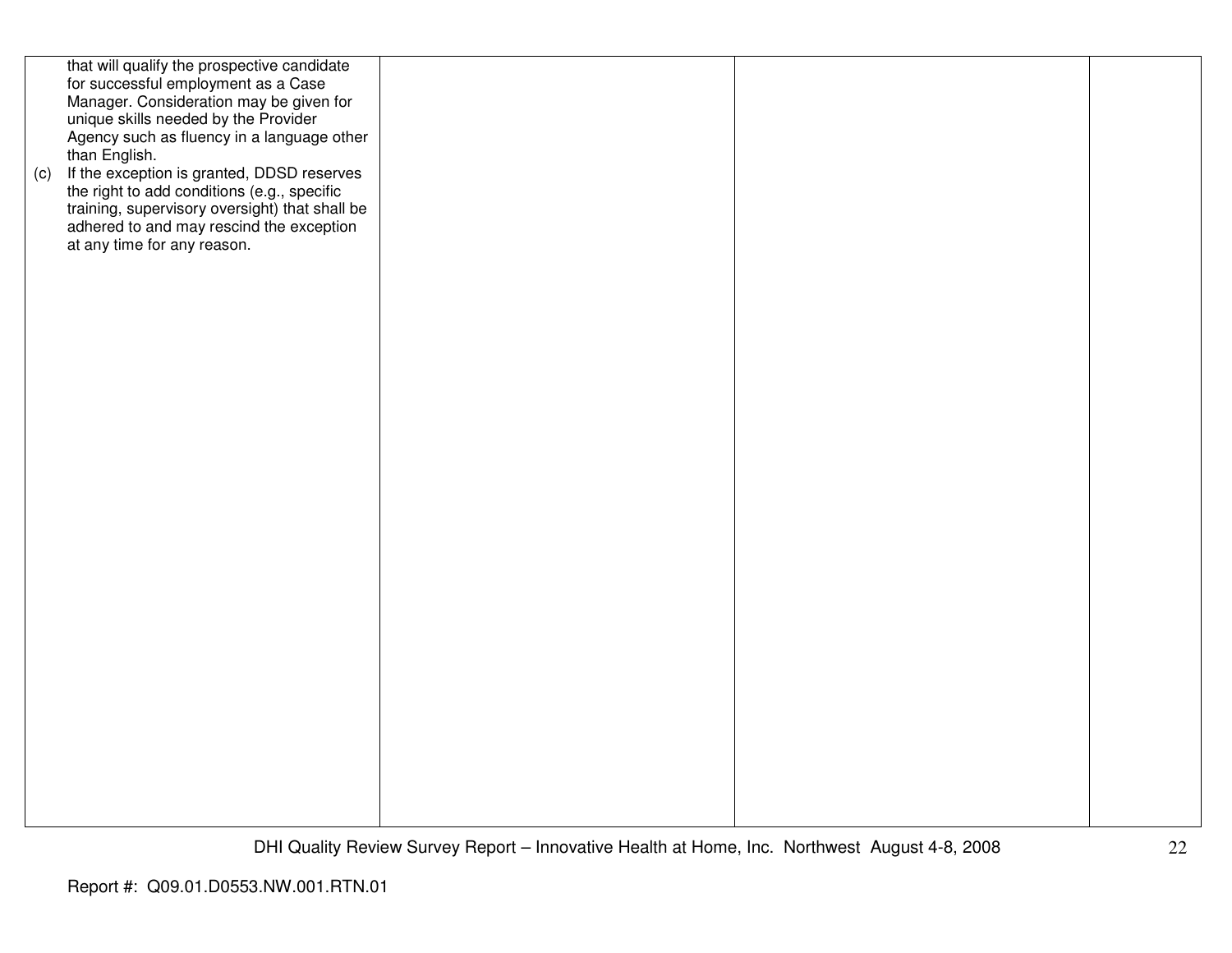| | | | |
|---|---|---|---|
| that will qualify the prospective candidate for successful employment as a Case Manager. Consideration may be given for unique skills needed by the Provider Agency such as fluency in a language other than English.<br>(c) If the exception is granted, DDSD reserves the right to add conditions (e.g., specific training, supervisory oversight) that shall be adhered to and may rescind the exception at any time for any reason. | | | |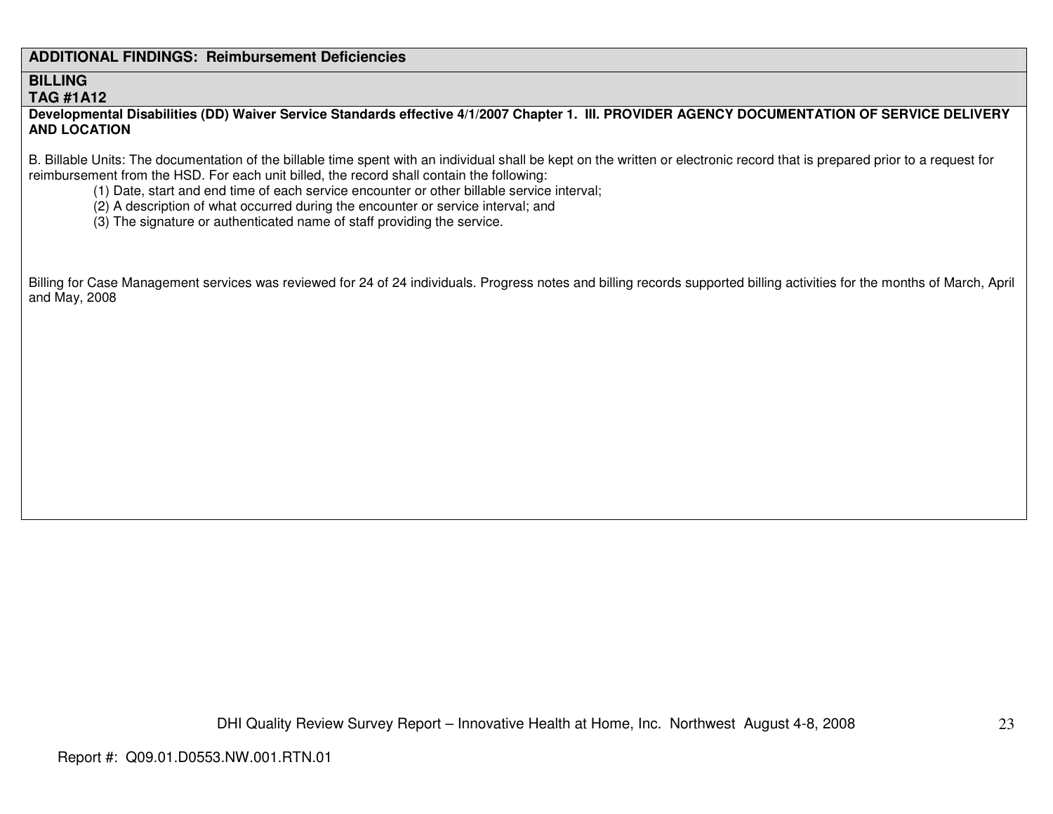## ADDITIONAL FINDINGS: Reimbursement Deficiencies

**BILLING**
**TAG #1A12**

**Developmental Disabilities (DD) Waiver Service Standards effective 4/1/2007 Chapter 1. III. PROVIDER AGENCY DOCUMENTATION OF SERVICE DELIVERY AND LOCATION**

B. Billable Units: The documentation of the billable time spent with an individual shall be kept on the written or electronic record that is prepared prior to a request for reimbursement from the HSD. For each unit billed, the record shall contain the following:

(1) Date, start and end time of each service encounter or other billable service interval;
(2) A description of what occurred during the encounter or service interval; and
(3) The signature or authenticated name of staff providing the service.

Billing for Case Management services was reviewed for 24 of 24 individuals. Progress notes and billing records supported billing activities for the months of March, April and May, 2008